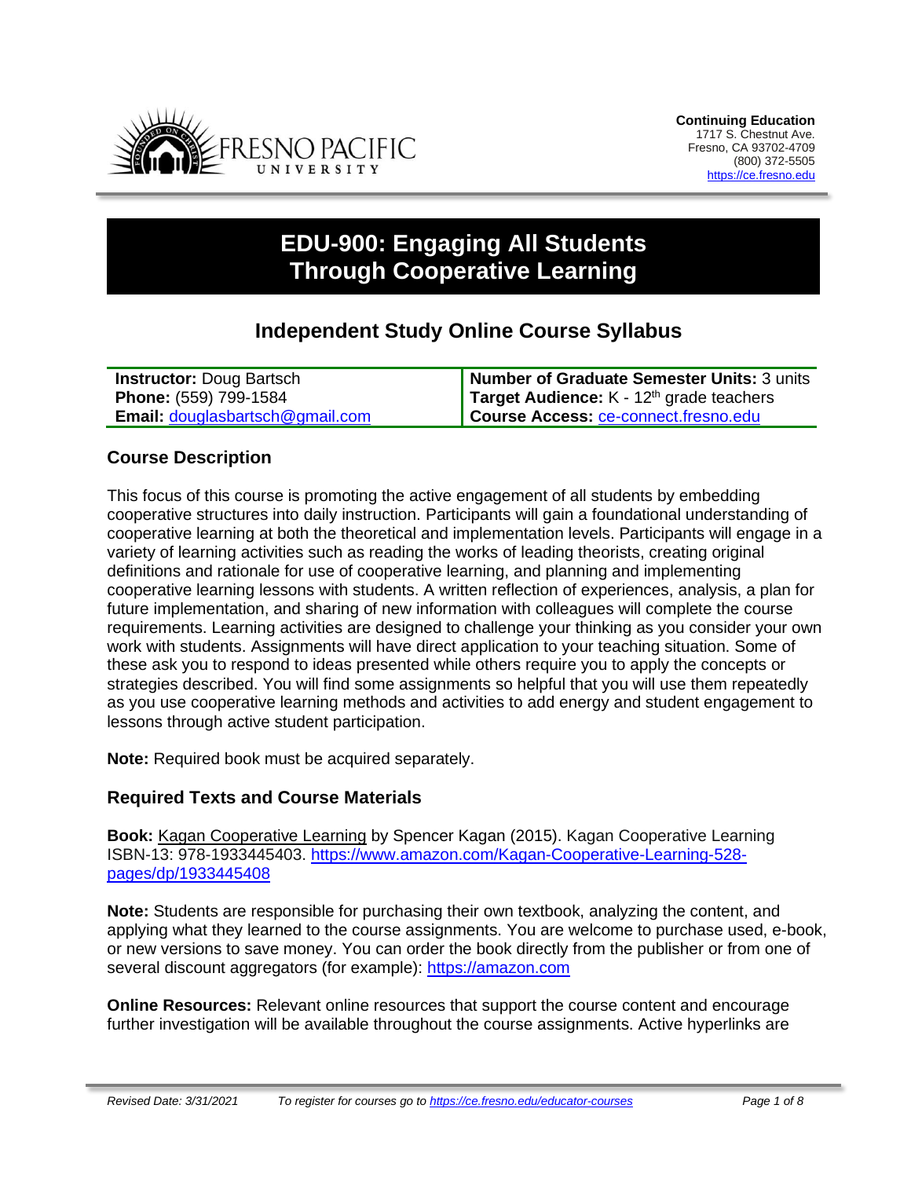**Continuing Education**
1717 S. Chestnut Ave.
Fresno, CA 93702-4709
(800) 372-5505
https://ce.fresno.edu

# EDU-900: Engaging All Students Through Cooperative Learning

## Independent Study Online Course Syllabus

| **Instructor:** Doug Bartsch | **Number of Graduate Semester Units:** 3 units |
|---|---|
| **Phone:** (559) 799-1584 | **Target Audience:** K - 12th grade teachers |
| **Email:** douglasbartsch@gmail.com | **Course Access:** ce-connect.fresno.edu |

### Course Description

This focus of this course is promoting the active engagement of all students by embedding cooperative structures into daily instruction. Participants will gain a foundational understanding of cooperative learning at both the theoretical and implementation levels. Participants will engage in a variety of learning activities such as reading the works of leading theorists, creating original definitions and rationale for use of cooperative learning, and planning and implementing cooperative learning lessons with students. A written reflection of experiences, analysis, a plan for future implementation, and sharing of new information with colleagues will complete the course requirements. Learning activities are designed to challenge your thinking as you consider your own work with students. Assignments will have direct application to your teaching situation. Some of these ask you to respond to ideas presented while others require you to apply the concepts or strategies described. You will find some assignments so helpful that you will use them repeatedly as you use cooperative learning methods and activities to add energy and student engagement to lessons through active student participation.

**Note:** Required book must be acquired separately.

### Required Texts and Course Materials

**Book:** Kagan Cooperative Learning by Spencer Kagan (2015). Kagan Cooperative Learning ISBN-13: 978-1933445403. https://www.amazon.com/Kagan-Cooperative-Learning-528-pages/dp/1933445408

**Note:** Students are responsible for purchasing their own textbook, analyzing the content, and applying what they learned to the course assignments. You are welcome to purchase used, e-book, or new versions to save money. You can order the book directly from the publisher or from one of several discount aggregators (for example): https://amazon.com

**Online Resources:** Relevant online resources that support the course content and encourage further investigation will be available throughout the course assignments. Active hyperlinks are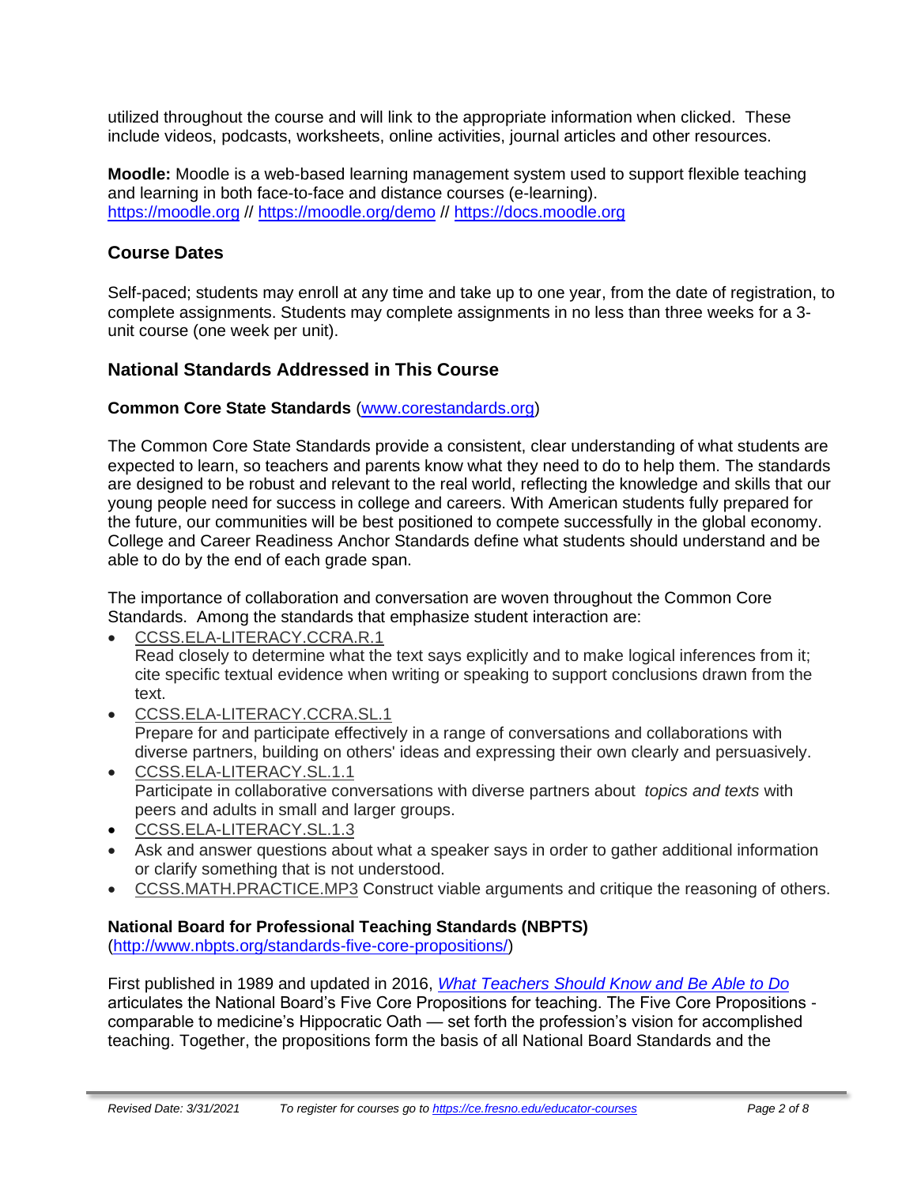utilized throughout the course and will link to the appropriate information when clicked. These include videos, podcasts, worksheets, online activities, journal articles and other resources.

**Moodle:** Moodle is a web-based learning management system used to support flexible teaching and learning in both face-to-face and distance courses (e-learning). https://moodle.org // https://moodle.org/demo // https://docs.moodle.org

## Course Dates

Self-paced; students may enroll at any time and take up to one year, from the date of registration, to complete assignments. Students may complete assignments in no less than three weeks for a 3-unit course (one week per unit).

## National Standards Addressed in This Course

**Common Core State Standards** (www.corestandards.org)

The Common Core State Standards provide a consistent, clear understanding of what students are expected to learn, so teachers and parents know what they need to do to help them. The standards are designed to be robust and relevant to the real world, reflecting the knowledge and skills that our young people need for success in college and careers. With American students fully prepared for the future, our communities will be best positioned to compete successfully in the global economy. College and Career Readiness Anchor Standards define what students should understand and be able to do by the end of each grade span.

The importance of collaboration and conversation are woven throughout the Common Core Standards. Among the standards that emphasize student interaction are:

- CCSS.ELA-LITERACY.CCRA.R.1
  Read closely to determine what the text says explicitly and to make logical inferences from it; cite specific textual evidence when writing or speaking to support conclusions drawn from the text.
- CCSS.ELA-LITERACY.CCRA.SL.1
  Prepare for and participate effectively in a range of conversations and collaborations with diverse partners, building on others' ideas and expressing their own clearly and persuasively.
- CCSS.ELA-LITERACY.SL.1.1
  Participate in collaborative conversations with diverse partners about *topics and texts* with peers and adults in small and larger groups.
- CCSS.ELA-LITERACY.SL.1.3
- Ask and answer questions about what a speaker says in order to gather additional information or clarify something that is not understood.
- CCSS.MATH.PRACTICE.MP3 Construct viable arguments and critique the reasoning of others.

**National Board for Professional Teaching Standards (NBPTS)**
(http://www.nbpts.org/standards-five-core-propositions/)

First published in 1989 and updated in 2016, *What Teachers Should Know and Be Able to Do* articulates the National Board's Five Core Propositions for teaching. The Five Core Propositions - comparable to medicine's Hippocratic Oath — set forth the profession's vision for accomplished teaching. Together, the propositions form the basis of all National Board Standards and the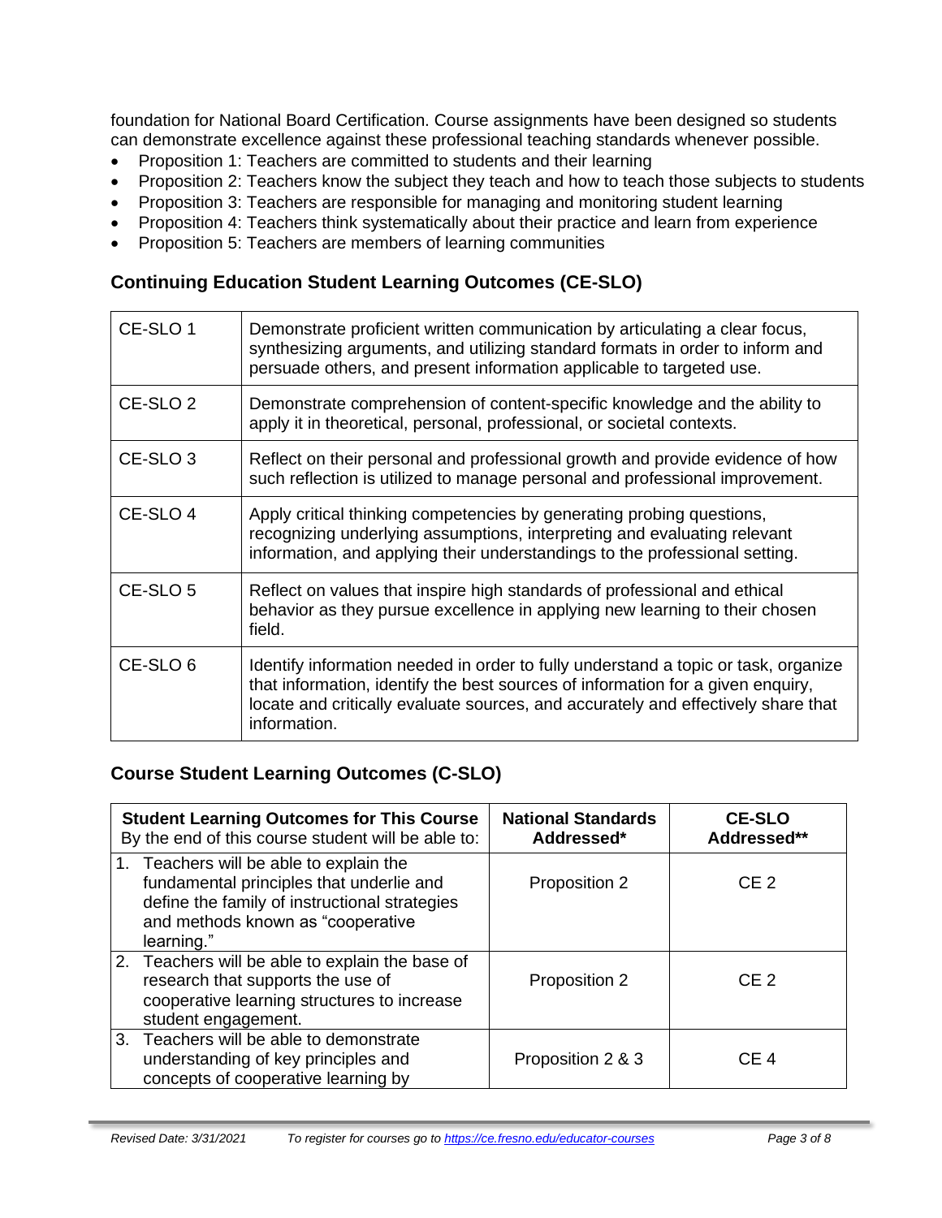foundation for National Board Certification. Course assignments have been designed so students can demonstrate excellence against these professional teaching standards whenever possible.

- Proposition 1: Teachers are committed to students and their learning
- Proposition 2: Teachers know the subject they teach and how to teach those subjects to students
- Proposition 3: Teachers are responsible for managing and monitoring student learning
- Proposition 4: Teachers think systematically about their practice and learn from experience
- Proposition 5: Teachers are members of learning communities

### Continuing Education Student Learning Outcomes (CE-SLO)

| | |
|---|---|
| CE-SLO 1 | Demonstrate proficient written communication by articulating a clear focus, synthesizing arguments, and utilizing standard formats in order to inform and persuade others, and present information applicable to targeted use. |
| CE-SLO 2 | Demonstrate comprehension of content-specific knowledge and the ability to apply it in theoretical, personal, professional, or societal contexts. |
| CE-SLO 3 | Reflect on their personal and professional growth and provide evidence of how such reflection is utilized to manage personal and professional improvement. |
| CE-SLO 4 | Apply critical thinking competencies by generating probing questions, recognizing underlying assumptions, interpreting and evaluating relevant information, and applying their understandings to the professional setting. |
| CE-SLO 5 | Reflect on values that inspire high standards of professional and ethical behavior as they pursue excellence in applying new learning to their chosen field. |
| CE-SLO 6 | Identify information needed in order to fully understand a topic or task, organize that information, identify the best sources of information for a given enquiry, locate and critically evaluate sources, and accurately and effectively share that information. |

### Course Student Learning Outcomes (C-SLO)

| **Student Learning Outcomes for This Course** By the end of this course student will be able to: | **National Standards Addressed*** | **CE-SLO Addressed**** |
|---|---|---|
| 1. Teachers will be able to explain the fundamental principles that underlie and define the family of instructional strategies and methods known as "cooperative learning." | Proposition 2 | CE 2 |
| 2. Teachers will be able to explain the base of research that supports the use of cooperative learning structures to increase student engagement. | Proposition 2 | CE 2 |
| 3. Teachers will be able to demonstrate understanding of key principles and concepts of cooperative learning by | Proposition 2 & 3 | CE 4 |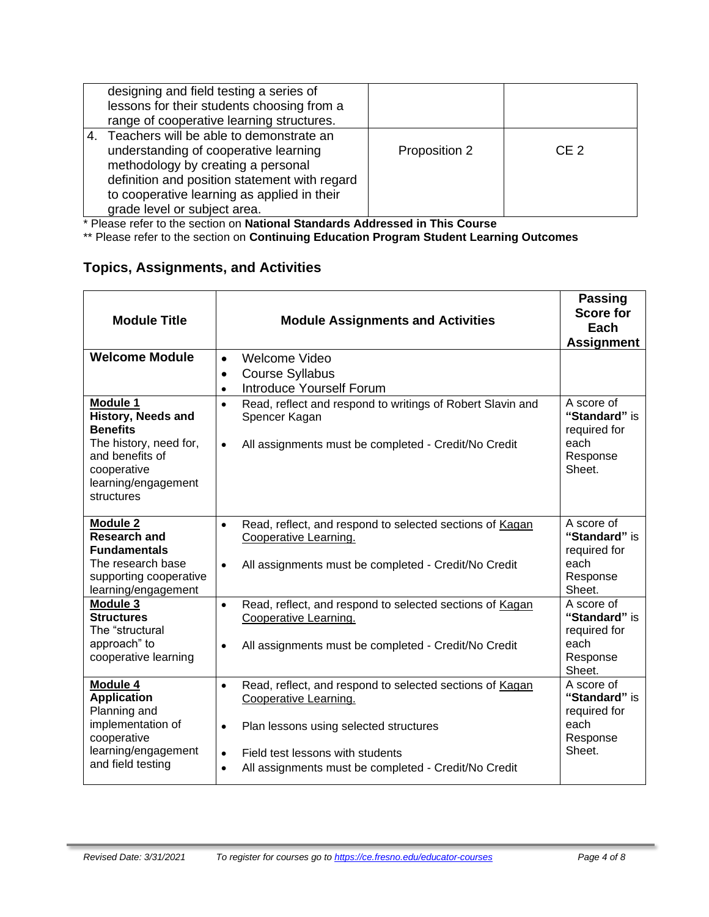| | | |
|---|---|---|
| designing and field testing a series of lessons for their students choosing from a range of cooperative learning structures. | | |
| 4. Teachers will be able to demonstrate an understanding of cooperative learning methodology by creating a personal definition and position statement with regard to cooperative learning as applied in their grade level or subject area. | Proposition 2 | CE 2 |

\* Please refer to the section on **National Standards Addressed in This Course**

\*\* Please refer to the section on **Continuing Education Program Student Learning Outcomes**

## Topics, Assignments, and Activities

| Module Title | Module Assignments and Activities | Passing Score for Each Assignment |
|---|---|---|
| **Welcome Module** | • Welcome Video<br>• Course Syllabus<br>• Introduce Yourself Forum | |
| **Module 1**<br>**History, Needs and Benefits**<br>The history, need for, and benefits of cooperative learning/engagement structures | • Read, reflect and respond to writings of Robert Slavin and Spencer Kagan<br>• All assignments must be completed - Credit/No Credit | A score of **"Standard"** is required for each Response Sheet. |
| **Module 2**<br>**Research and Fundamentals**<br>The research base supporting cooperative learning/engagement | • Read, reflect, and respond to selected sections of Kagan Cooperative Learning.<br>• All assignments must be completed - Credit/No Credit | A score of **"Standard"** is required for each Response Sheet. |
| **Module 3**<br>**Structures**<br>The "structural approach" to cooperative learning | • Read, reflect, and respond to selected sections of Kagan Cooperative Learning.<br>• All assignments must be completed - Credit/No Credit | A score of **"Standard"** is required for each Response Sheet. |
| **Module 4**<br>**Application**<br>Planning and implementation of cooperative learning/engagement and field testing | • Read, reflect, and respond to selected sections of Kagan Cooperative Learning.<br>• Plan lessons using selected structures<br>• Field test lessons with students<br>• All assignments must be completed - Credit/No Credit | A score of **"Standard"** is required for each Response Sheet. |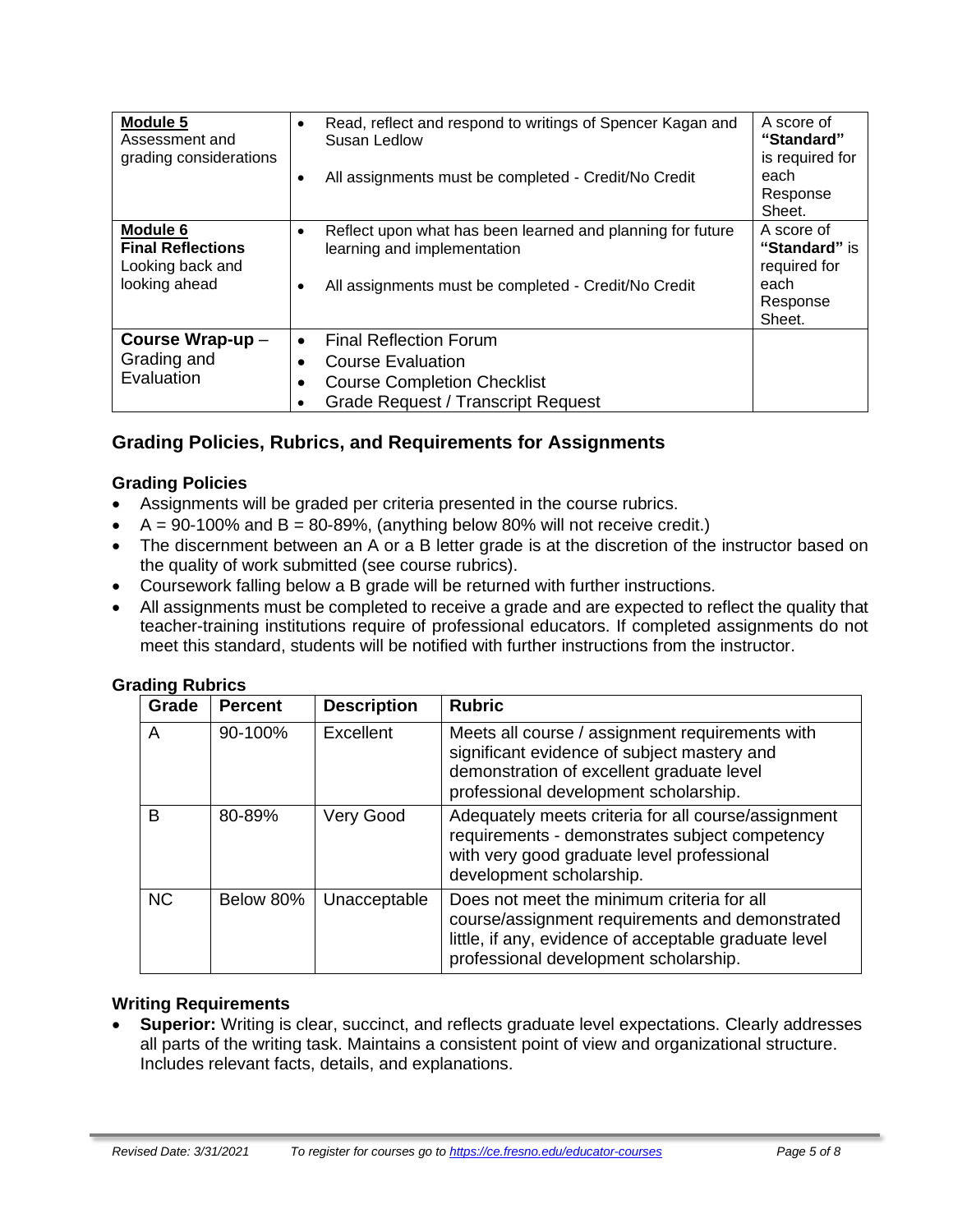| **Module 5** Assessment and grading considerations | • Read, reflect and respond to writings of Spencer Kagan and Susan Ledlow<br>• All assignments must be completed - Credit/No Credit | A score of **"Standard"** is required for each Response Sheet. |
|---|---|---|
| **Module 6** **Final Reflections** Looking back and looking ahead | • Reflect upon what has been learned and planning for future learning and implementation<br>• All assignments must be completed - Credit/No Credit | A score of **"Standard"** is required for each Response Sheet. |
| **Course Wrap-up** – Grading and Evaluation | • Final Reflection Forum<br>• Course Evaluation<br>• Course Completion Checklist<br>• Grade Request / Transcript Request | |

## Grading Policies, Rubrics, and Requirements for Assignments

### Grading Policies

- Assignments will be graded per criteria presented in the course rubrics.
- A = 90-100% and B = 80-89%, (anything below 80% will not receive credit.)
- The discernment between an A or a B letter grade is at the discretion of the instructor based on the quality of work submitted (see course rubrics).
- Coursework falling below a B grade will be returned with further instructions.
- All assignments must be completed to receive a grade and are expected to reflect the quality that teacher-training institutions require of professional educators. If completed assignments do not meet this standard, students will be notified with further instructions from the instructor.

### Grading Rubrics

| Grade | Percent | Description | Rubric |
|---|---|---|---|
| A | 90-100% | Excellent | Meets all course / assignment requirements with significant evidence of subject mastery and demonstration of excellent graduate level professional development scholarship. |
| B | 80-89% | Very Good | Adequately meets criteria for all course/assignment requirements - demonstrates subject competency with very good graduate level professional development scholarship. |
| NC | Below 80% | Unacceptable | Does not meet the minimum criteria for all course/assignment requirements and demonstrated little, if any, evidence of acceptable graduate level professional development scholarship. |

### Writing Requirements

- **Superior:** Writing is clear, succinct, and reflects graduate level expectations. Clearly addresses all parts of the writing task. Maintains a consistent point of view and organizational structure. Includes relevant facts, details, and explanations.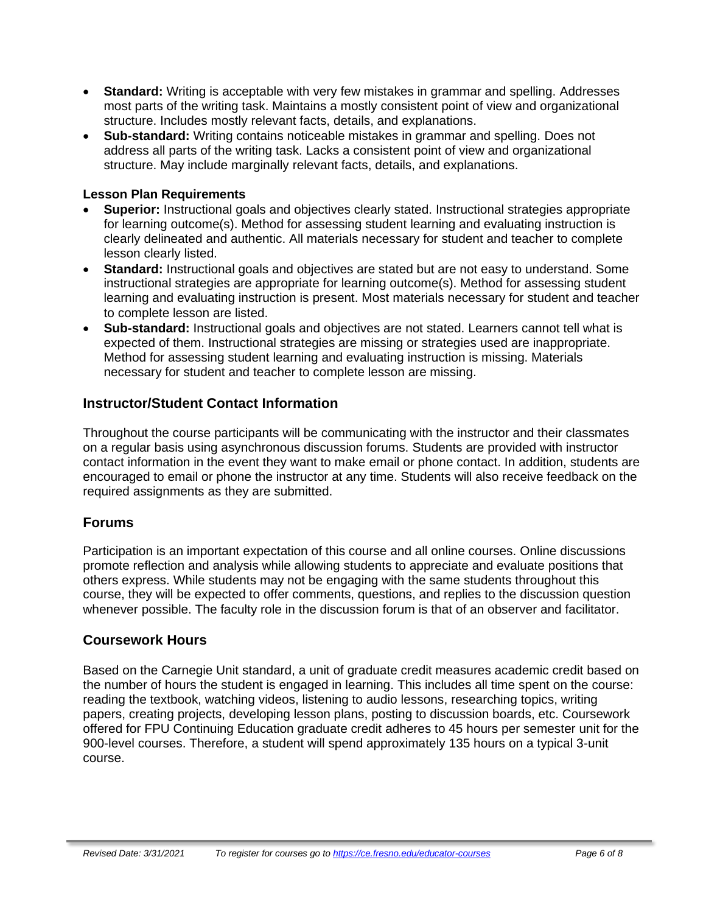- **Standard:** Writing is acceptable with very few mistakes in grammar and spelling. Addresses most parts of the writing task. Maintains a mostly consistent point of view and organizational structure. Includes mostly relevant facts, details, and explanations.
- **Sub-standard:** Writing contains noticeable mistakes in grammar and spelling. Does not address all parts of the writing task. Lacks a consistent point of view and organizational structure. May include marginally relevant facts, details, and explanations.

**Lesson Plan Requirements**

- **Superior:** Instructional goals and objectives clearly stated. Instructional strategies appropriate for learning outcome(s). Method for assessing student learning and evaluating instruction is clearly delineated and authentic. All materials necessary for student and teacher to complete lesson clearly listed.
- **Standard:** Instructional goals and objectives are stated but are not easy to understand. Some instructional strategies are appropriate for learning outcome(s). Method for assessing student learning and evaluating instruction is present. Most materials necessary for student and teacher to complete lesson are listed.
- **Sub-standard:** Instructional goals and objectives are not stated. Learners cannot tell what is expected of them. Instructional strategies are missing or strategies used are inappropriate. Method for assessing student learning and evaluating instruction is missing. Materials necessary for student and teacher to complete lesson are missing.

## Instructor/Student Contact Information

Throughout the course participants will be communicating with the instructor and their classmates on a regular basis using asynchronous discussion forums. Students are provided with instructor contact information in the event they want to make email or phone contact. In addition, students are encouraged to email or phone the instructor at any time. Students will also receive feedback on the required assignments as they are submitted.

## Forums

Participation is an important expectation of this course and all online courses. Online discussions promote reflection and analysis while allowing students to appreciate and evaluate positions that others express. While students may not be engaging with the same students throughout this course, they will be expected to offer comments, questions, and replies to the discussion question whenever possible. The faculty role in the discussion forum is that of an observer and facilitator.

## Coursework Hours

Based on the Carnegie Unit standard, a unit of graduate credit measures academic credit based on the number of hours the student is engaged in learning. This includes all time spent on the course: reading the textbook, watching videos, listening to audio lessons, researching topics, writing papers, creating projects, developing lesson plans, posting to discussion boards, etc. Coursework offered for FPU Continuing Education graduate credit adheres to 45 hours per semester unit for the 900-level courses. Therefore, a student will spend approximately 135 hours on a typical 3-unit course.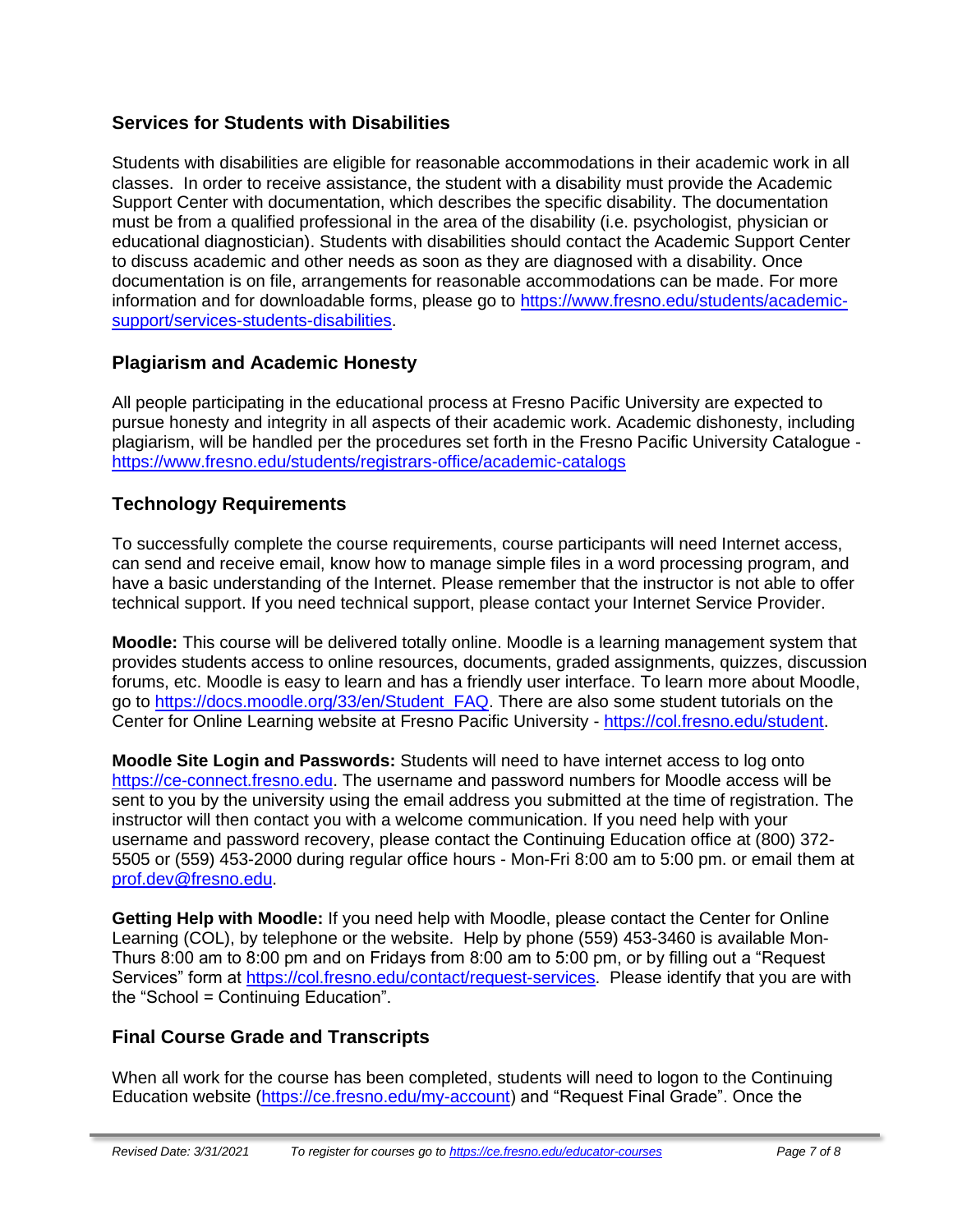## Services for Students with Disabilities

Students with disabilities are eligible for reasonable accommodations in their academic work in all classes. In order to receive assistance, the student with a disability must provide the Academic Support Center with documentation, which describes the specific disability. The documentation must be from a qualified professional in the area of the disability (i.e. psychologist, physician or educational diagnostician). Students with disabilities should contact the Academic Support Center to discuss academic and other needs as soon as they are diagnosed with a disability. Once documentation is on file, arrangements for reasonable accommodations can be made. For more information and for downloadable forms, please go to https://www.fresno.edu/students/academic-support/services-students-disabilities.

## Plagiarism and Academic Honesty

All people participating in the educational process at Fresno Pacific University are expected to pursue honesty and integrity in all aspects of their academic work. Academic dishonesty, including plagiarism, will be handled per the procedures set forth in the Fresno Pacific University Catalogue - https://www.fresno.edu/students/registrars-office/academic-catalogs

## Technology Requirements

To successfully complete the course requirements, course participants will need Internet access, can send and receive email, know how to manage simple files in a word processing program, and have a basic understanding of the Internet. Please remember that the instructor is not able to offer technical support. If you need technical support, please contact your Internet Service Provider.

**Moodle:** This course will be delivered totally online. Moodle is a learning management system that provides students access to online resources, documents, graded assignments, quizzes, discussion forums, etc. Moodle is easy to learn and has a friendly user interface. To learn more about Moodle, go to https://docs.moodle.org/33/en/Student_FAQ. There are also some student tutorials on the Center for Online Learning website at Fresno Pacific University - https://col.fresno.edu/student.

**Moodle Site Login and Passwords:** Students will need to have internet access to log onto https://ce-connect.fresno.edu. The username and password numbers for Moodle access will be sent to you by the university using the email address you submitted at the time of registration. The instructor will then contact you with a welcome communication. If you need help with your username and password recovery, please contact the Continuing Education office at (800) 372-5505 or (559) 453-2000 during regular office hours - Mon-Fri 8:00 am to 5:00 pm. or email them at prof.dev@fresno.edu.

**Getting Help with Moodle:** If you need help with Moodle, please contact the Center for Online Learning (COL), by telephone or the website. Help by phone (559) 453-3460 is available Mon-Thurs 8:00 am to 8:00 pm and on Fridays from 8:00 am to 5:00 pm, or by filling out a "Request Services" form at https://col.fresno.edu/contact/request-services. Please identify that you are with the "School = Continuing Education".

## Final Course Grade and Transcripts

When all work for the course has been completed, students will need to logon to the Continuing Education website (https://ce.fresno.edu/my-account) and "Request Final Grade". Once the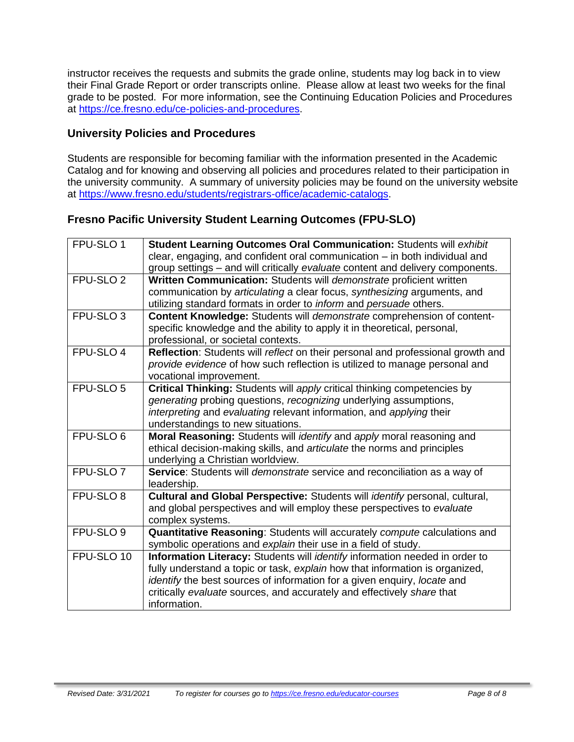instructor receives the requests and submits the grade online, students may log back in to view their Final Grade Report or order transcripts online. Please allow at least two weeks for the final grade to be posted. For more information, see the Continuing Education Policies and Procedures at https://ce.fresno.edu/ce-policies-and-procedures.

### University Policies and Procedures

Students are responsible for becoming familiar with the information presented in the Academic Catalog and for knowing and observing all policies and procedures related to their participation in the university community. A summary of university policies may be found on the university website at https://www.fresno.edu/students/registrars-office/academic-catalogs.

## Fresno Pacific University Student Learning Outcomes (FPU-SLO)

| | |
|---|---|
| FPU-SLO 1 | **Student Learning Outcomes Oral Communication:** Students will *exhibit* clear, engaging, and confident oral communication – in both individual and group settings – and will critically *evaluate* content and delivery components. |
| FPU-SLO 2 | **Written Communication:** Students will *demonstrate* proficient written communication by *articulating* a clear focus, *synthesizing* arguments, and utilizing standard formats in order to *inform* and *persuade* others. |
| FPU-SLO 3 | **Content Knowledge:** Students will *demonstrate* comprehension of content-specific knowledge and the ability to apply it in theoretical, personal, professional, or societal contexts. |
| FPU-SLO 4 | **Reflection**: Students will *reflect* on their personal and professional growth and *provide evidence* of how such reflection is utilized to manage personal and vocational improvement. |
| FPU-SLO 5 | **Critical Thinking:** Students will *apply* critical thinking competencies by *generating* probing questions, *recognizing* underlying assumptions, *interpreting* and *evaluating* relevant information, and *applying* their understandings to new situations. |
| FPU-SLO 6 | **Moral Reasoning:** Students will *identify* and *apply* moral reasoning and ethical decision-making skills, and *articulate* the norms and principles underlying a Christian worldview. |
| FPU-SLO 7 | **Service**: Students will *demonstrate* service and reconciliation as a way of leadership. |
| FPU-SLO 8 | **Cultural and Global Perspective:** Students will *identify* personal, cultural, and global perspectives and will employ these perspectives to *evaluate* complex systems. |
| FPU-SLO 9 | **Quantitative Reasoning**: Students will accurately *compute* calculations and symbolic operations and *explain* their use in a field of study. |
| FPU-SLO 10 | **Information Literacy:** Students will *identify* information needed in order to fully understand a topic or task, *explain* how that information is organized, *identify* the best sources of information for a given enquiry, *locate* and critically *evaluate* sources, and accurately and effectively *share* that information. |